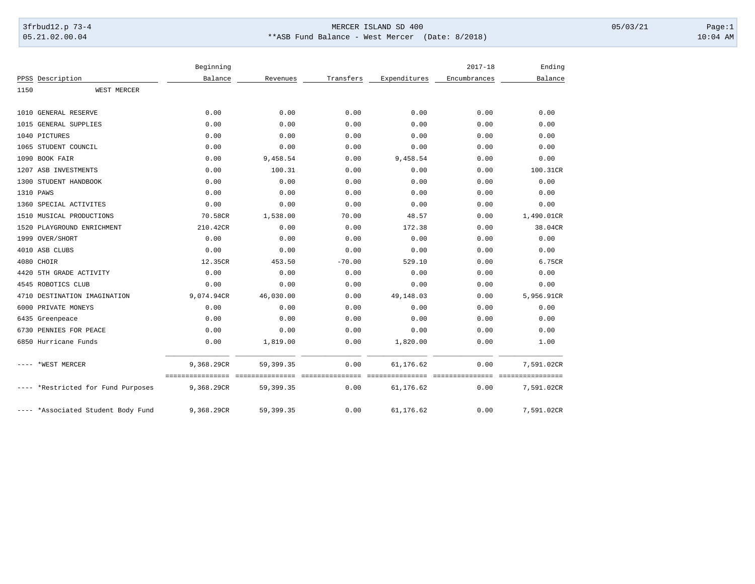| 3frbud12.p 73-4 | MERCER ISLAND SD 400 | 05/03/21 |
|---|---|---|
| 05.21.02.00.04 | **ASB Fund Balance - West Mercer (Date: 8/2018) | 10:04 AM |

| PPSS | Description | Beginning Balance | Revenues | Transfers | Expenditures | 2017-18 Encumbrances | Ending Balance |
|---|---|---|---|---|---|---|---|
| 1150 | WEST MERCER | | | | | | |
| 1010 | GENERAL RESERVE | 0.00 | 0.00 | 0.00 | 0.00 | 0.00 | 0.00 |
| 1015 | GENERAL SUPPLIES | 0.00 | 0.00 | 0.00 | 0.00 | 0.00 | 0.00 |
| 1040 | PICTURES | 0.00 | 0.00 | 0.00 | 0.00 | 0.00 | 0.00 |
| 1065 | STUDENT COUNCIL | 0.00 | 0.00 | 0.00 | 0.00 | 0.00 | 0.00 |
| 1090 | BOOK FAIR | 0.00 | 9,458.54 | 0.00 | 9,458.54 | 0.00 | 0.00 |
| 1207 | ASB INVESTMENTS | 0.00 | 100.31 | 0.00 | 0.00 | 0.00 | 100.31CR |
| 1300 | STUDENT HANDBOOK | 0.00 | 0.00 | 0.00 | 0.00 | 0.00 | 0.00 |
| 1310 | PAWS | 0.00 | 0.00 | 0.00 | 0.00 | 0.00 | 0.00 |
| 1360 | SPECIAL ACTIVITES | 0.00 | 0.00 | 0.00 | 0.00 | 0.00 | 0.00 |
| 1510 | MUSICAL PRODUCTIONS | 70.58CR | 1,538.00 | 70.00 | 48.57 | 0.00 | 1,490.01CR |
| 1520 | PLAYGROUND ENRICHMENT | 210.42CR | 0.00 | 0.00 | 172.38 | 0.00 | 38.04CR |
| 1999 | OVER/SHORT | 0.00 | 0.00 | 0.00 | 0.00 | 0.00 | 0.00 |
| 4010 | ASB CLUBS | 0.00 | 0.00 | 0.00 | 0.00 | 0.00 | 0.00 |
| 4080 | CHOIR | 12.35CR | 453.50 | -70.00 | 529.10 | 0.00 | 6.75CR |
| 4420 | 5TH GRADE ACTIVITY | 0.00 | 0.00 | 0.00 | 0.00 | 0.00 | 0.00 |
| 4545 | ROBOTICS CLUB | 0.00 | 0.00 | 0.00 | 0.00 | 0.00 | 0.00 |
| 4710 | DESTINATION IMAGINATION | 9,074.94CR | 46,030.00 | 0.00 | 49,148.03 | 0.00 | 5,956.91CR |
| 6000 | PRIVATE MONEYS | 0.00 | 0.00 | 0.00 | 0.00 | 0.00 | 0.00 |
| 6435 | Greenpeace | 0.00 | 0.00 | 0.00 | 0.00 | 0.00 | 0.00 |
| 6730 | PENNIES FOR PEACE | 0.00 | 0.00 | 0.00 | 0.00 | 0.00 | 0.00 |
| 6850 | Hurricane Funds | 0.00 | 1,819.00 | 0.00 | 1,820.00 | 0.00 | 1.00 |
| ---- | *WEST MERCER | 9,368.29CR | 59,399.35 | 0.00 | 61,176.62 | 0.00 | 7,591.02CR |
| ---- | *Restricted for Fund Purposes | 9,368.29CR | 59,399.35 | 0.00 | 61,176.62 | 0.00 | 7,591.02CR |
| ---- | *Associated Student Body Fund | 9,368.29CR | 59,399.35 | 0.00 | 61,176.62 | 0.00 | 7,591.02CR |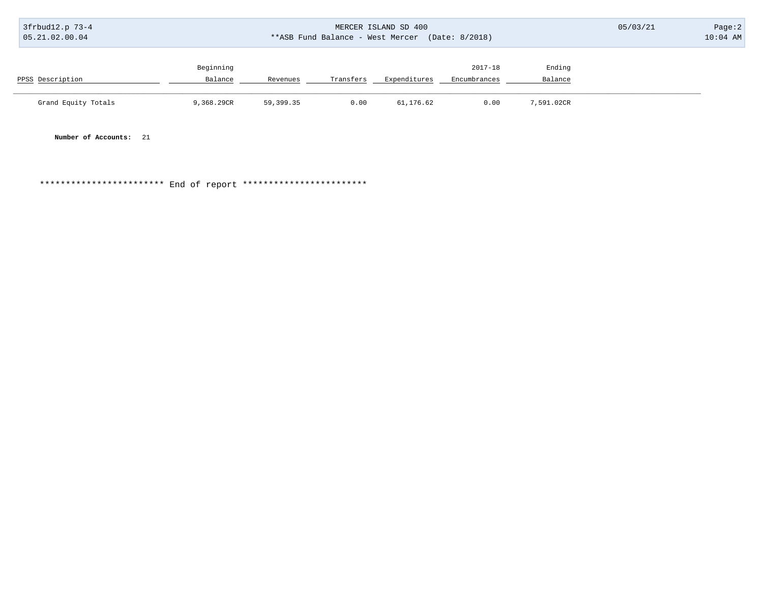| PPSS | Description | Beginning Balance | Revenues | Transfers | Expenditures | 2017-18 Encumbrances | Ending Balance |
|---|---|---|---|---|---|---|---|
| | Grand Equity Totals | 9,368.29CR | 59,399.35 | 0.00 | 61,176.62 | 0.00 | 7,591.02CR |

**Number of Accounts:** 21

************************ End of report ************************